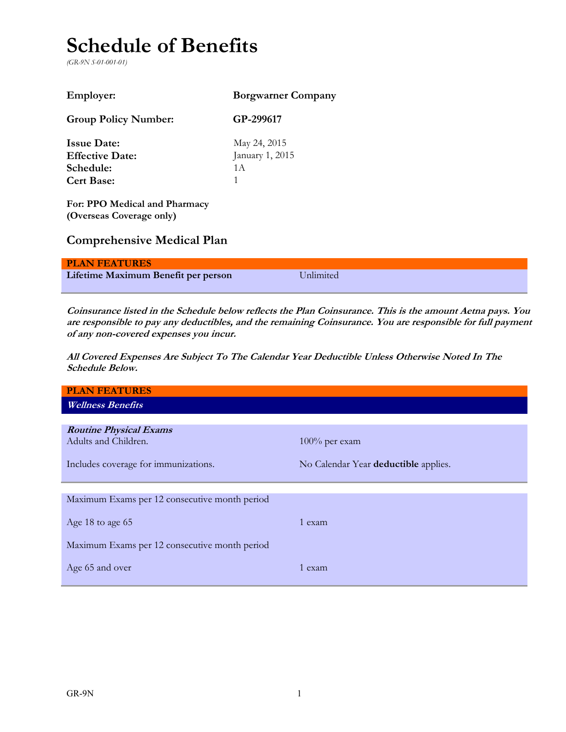# Schedule of Benefits

*(GR-9N S-01-001-01)*

| | |
|---|---|
| **Employer:** | **Borgwarner Company** |
| **Group Policy Number:** | **GP-299617** |
| **Issue Date:** | May 24, 2015 |
| **Effective Date:** | January 1, 2015 |
| **Schedule:** | 1A |
| **Cert Base:** | 1 |

**For: PPO Medical and Pharmacy (Overseas Coverage only)**

## Comprehensive Medical Plan

| **PLAN FEATURES** | |
|---|---|
| **Lifetime Maximum Benefit per person** | Unlimited |

***Coinsurance listed in the Schedule below reflects the Plan Coinsurance. This is the amount Aetna pays. You are responsible to pay any deductibles, and the remaining Coinsurance. You are responsible for full payment of any non-covered expenses you incur.***

***All Covered Expenses Are Subject To The Calendar Year Deductible Unless Otherwise Noted In The Schedule Below.***

| **PLAN FEATURES** | |
|---|---|
| ***Wellness Benefits*** | |
| ***Routine Physical Exams*** | |
| Adults and Children. | 100% per exam |
| Includes coverage for immunizations. | No Calendar Year **deductible** applies. |
| Maximum Exams per 12 consecutive month period | |
| Age 18 to age 65 | 1 exam |
| Maximum Exams per 12 consecutive month period | |
| Age 65 and over | 1 exam |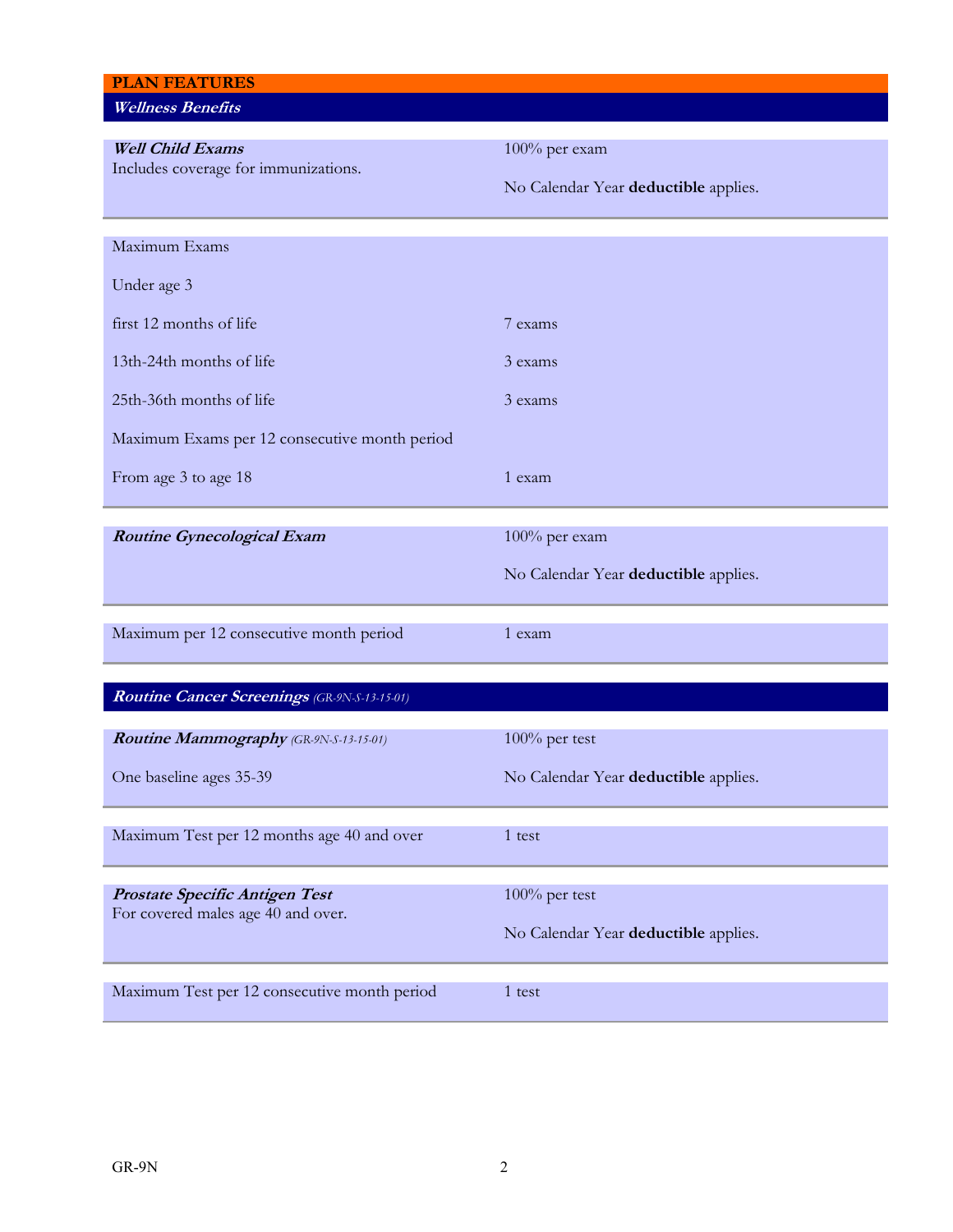## PLAN FEATURES

### *Wellness Benefits*

| | |
|---|---|
| ***Well Child Exams*** Includes coverage for immunizations. | 100% per exam<br>No Calendar Year **deductible** applies. |
| Maximum Exams | |
| Under age 3 | |
| first 12 months of life | 7 exams |
| 13th-24th months of life | 3 exams |
| 25th-36th months of life | 3 exams |
| Maximum Exams per 12 consecutive month period | |
| From age 3 to age 18 | 1 exam |
| ***Routine Gynecological Exam*** | 100% per exam<br>No Calendar Year **deductible** applies. |
| Maximum per 12 consecutive month period | 1 exam |

### *Routine Cancer Screenings* (GR-9N-S-13-15-01)

| | |
|---|---|
| ***Routine Mammography*** (GR-9N-S-13-15-01)<br>One baseline ages 35-39 | 100% per test<br>No Calendar Year **deductible** applies. |
| Maximum Test per 12 months age 40 and over | 1 test |
| ***Prostate Specific Antigen Test*** For covered males age 40 and over. | 100% per test<br>No Calendar Year **deductible** applies. |
| Maximum Test per 12 consecutive month period | 1 test |

GR-9N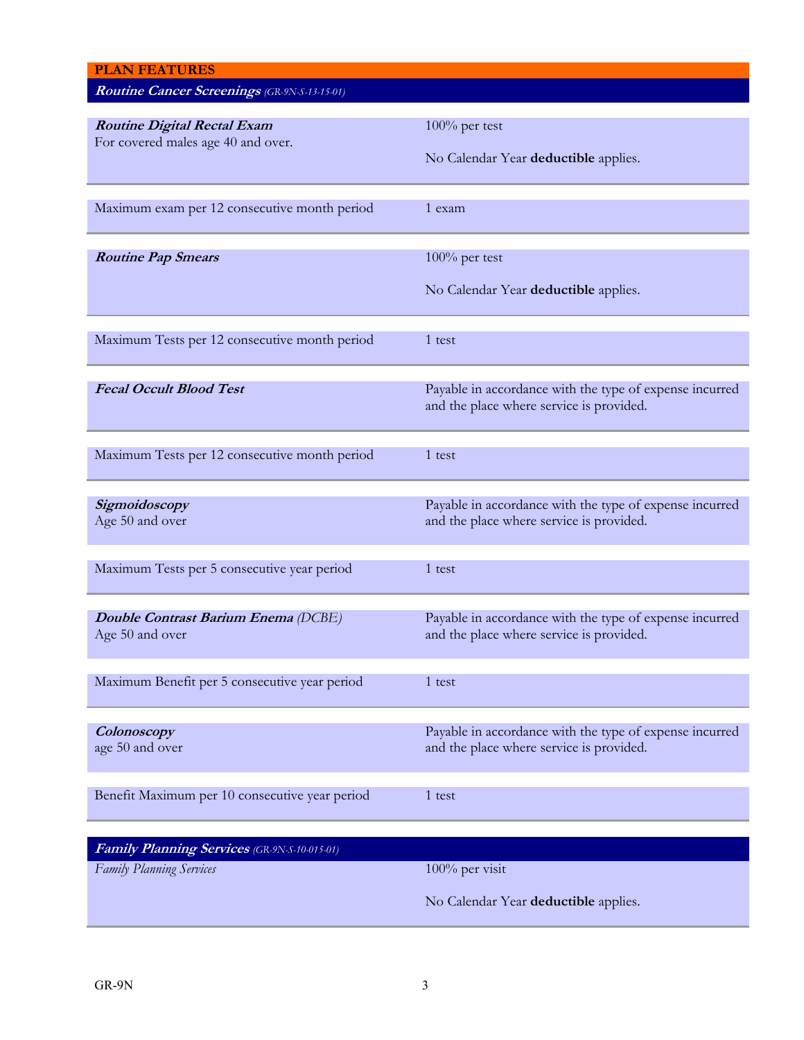## PLAN FEATURES

### *Routine Cancer Screenings (GR-9N-S-13-15-01)*

| | |
|---|---|
| ***Routine Digital Rectal Exam*** For covered males age 40 and over. | 100% per test<br><br>No Calendar Year **deductible** applies. |
| Maximum exam per 12 consecutive month period | 1 exam |
| ***Routine Pap Smears*** | 100% per test<br><br>No Calendar Year **deductible** applies. |
| Maximum Tests per 12 consecutive month period | 1 test |
| ***Fecal Occult Blood Test*** | Payable in accordance with the type of expense incurred and the place where service is provided. |
| Maximum Tests per 12 consecutive month period | 1 test |
| ***Sigmoidoscopy*** Age 50 and over | Payable in accordance with the type of expense incurred and the place where service is provided. |
| Maximum Tests per 5 consecutive year period | 1 test |
| ***Double Contrast Barium Enema*** *(DCBE)* Age 50 and over | Payable in accordance with the type of expense incurred and the place where service is provided. |
| Maximum Benefit per 5 consecutive year period | 1 test |
| ***Colonoscopy*** age 50 and over | Payable in accordance with the type of expense incurred and the place where service is provided. |
| Benefit Maximum per 10 consecutive year period | 1 test |

### *Family Planning Services (GR-9N-S-10-015-01)*

| | |
|---|---|
| *Family Planning Services* | 100% per visit<br><br>No Calendar Year **deductible** applies. |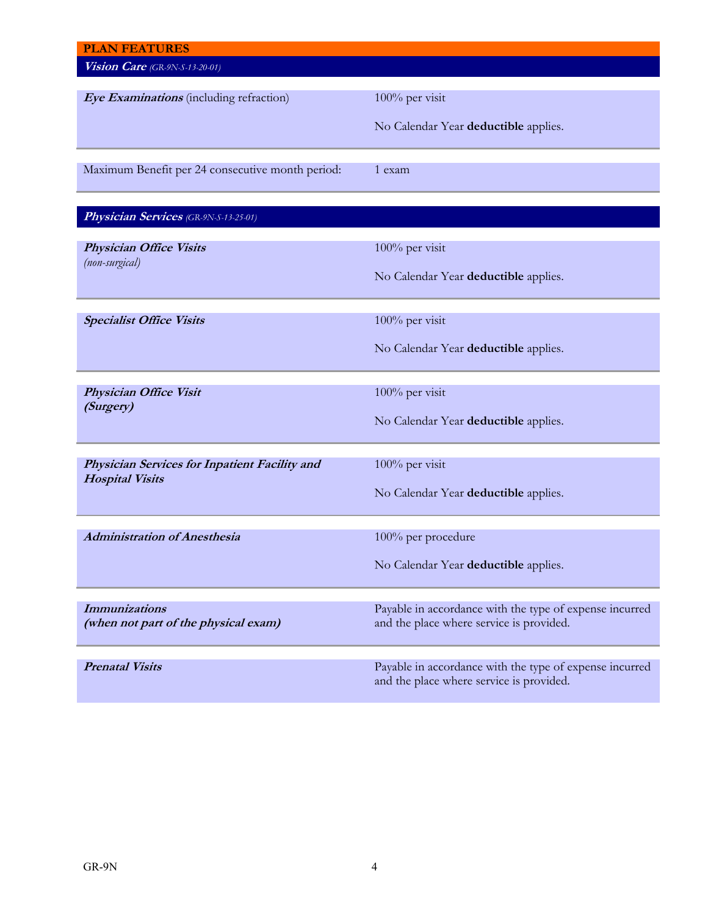## PLAN FEATURES

### *Vision Care* *(GR-9N-S-13-20-01)*

| | |
|---|---|
| ***Eye Examinations*** (including refraction) | 100% per visit<br><br>No Calendar Year **deductible** applies. |
| Maximum Benefit per 24 consecutive month period: | 1 exam |

### *Physician Services* *(GR-9N-S-13-25-01)*

| | |
|---|---|
| ***Physician Office Visits***<br>*(non-surgical)* | 100% per visit<br><br>No Calendar Year **deductible** applies. |
| ***Specialist Office Visits*** | 100% per visit<br><br>No Calendar Year **deductible** applies. |
| ***Physician Office Visit***<br>***(Surgery)*** | 100% per visit<br><br>No Calendar Year **deductible** applies. |
| ***Physician Services for Inpatient Facility and Hospital Visits*** | 100% per visit<br><br>No Calendar Year **deductible** applies. |
| ***Administration of Anesthesia*** | 100% per procedure<br><br>No Calendar Year **deductible** applies. |
| ***Immunizations***<br>***(when not part of the physical exam)*** | Payable in accordance with the type of expense incurred and the place where service is provided. |
| ***Prenatal Visits*** | Payable in accordance with the type of expense incurred and the place where service is provided. |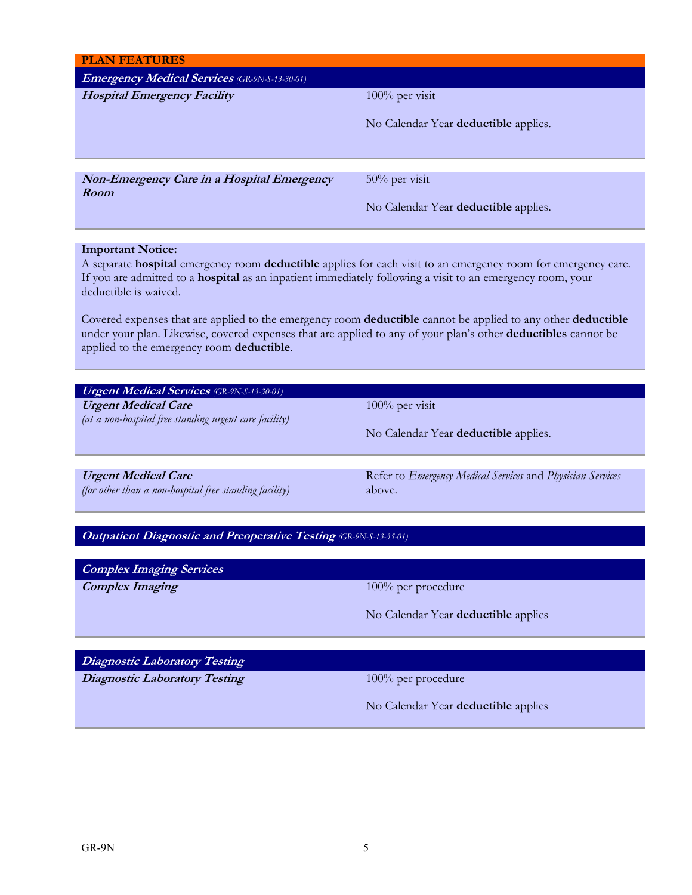## PLAN FEATURES

### *Emergency Medical Services* *(GR-9N-S-13-30-01)*

| | |
|---|---|
| ***Hospital Emergency Facility*** | 100% per visit<br><br>No Calendar Year **deductible** applies. |
| ***Non-Emergency Care in a Hospital Emergency Room*** | 50% per visit<br><br>No Calendar Year **deductible** applies. |

**Important Notice:**
A separate **hospital** emergency room **deductible** applies for each visit to an emergency room for emergency care. If you are admitted to a **hospital** as an inpatient immediately following a visit to an emergency room, your deductible is waived.

Covered expenses that are applied to the emergency room **deductible** cannot be applied to any other **deductible** under your plan. Likewise, covered expenses that are applied to any of your plan's other **deductibles** cannot be applied to the emergency room **deductible**.

### *Urgent Medical Services* *(GR-9N-S-13-30-01)*

| | |
|---|---|
| ***Urgent Medical Care***<br>*(at a non-hospital free standing urgent care facility)* | 100% per visit<br><br>No Calendar Year **deductible** applies. |
| ***Urgent Medical Care***<br>*(for other than a non-hospital free standing facility)* | Refer to *Emergency Medical Services* and *Physician Services* above. |

### *Outpatient Diagnostic and Preoperative Testing* *(GR-9N-S-13-35-01)*

#### *Complex Imaging Services*

| | |
|---|---|
| ***Complex Imaging*** | 100% per procedure<br><br>No Calendar Year **deductible** applies |

#### *Diagnostic Laboratory Testing*

| | |
|---|---|
| ***Diagnostic Laboratory Testing*** | 100% per procedure<br><br>No Calendar Year **deductible** applies |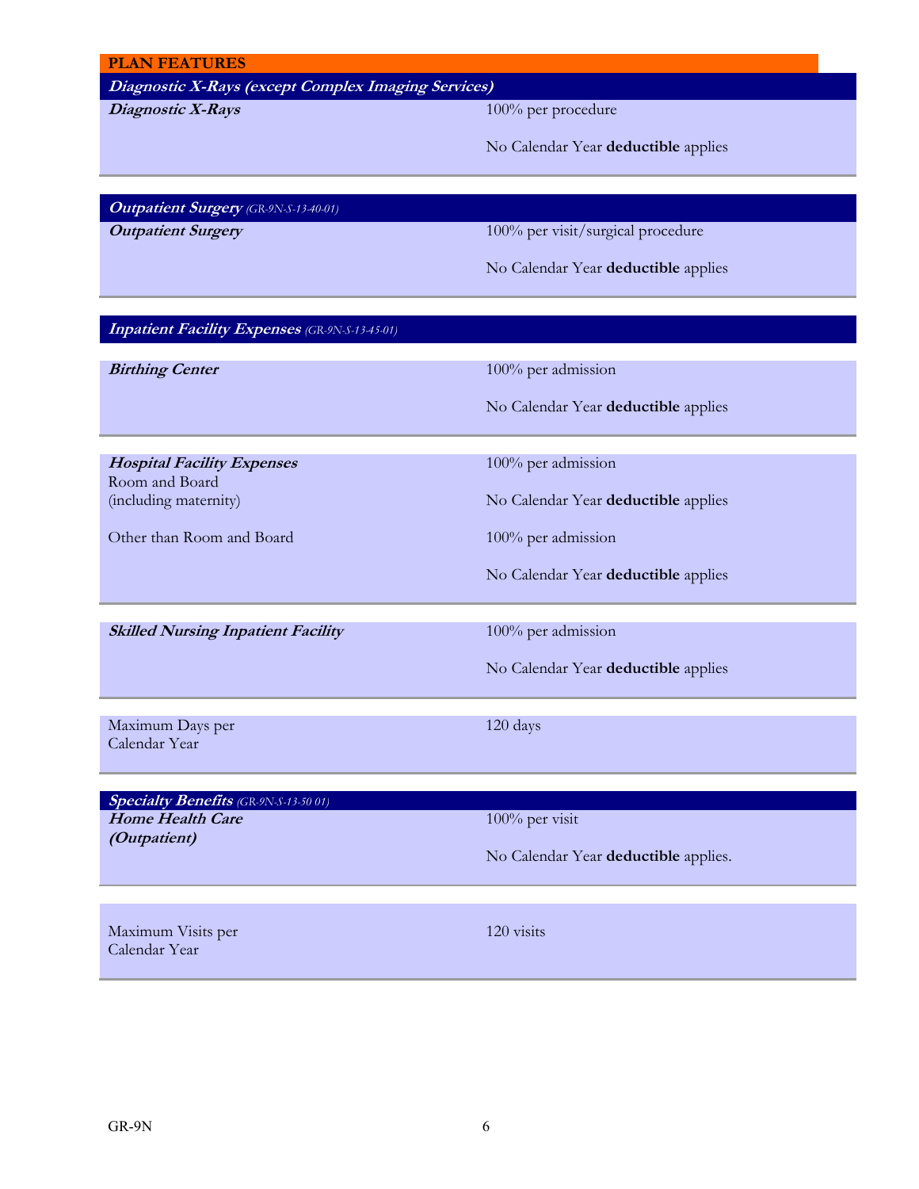**PLAN FEATURES**

| ***Diagnostic X-Rays (except Complex Imaging Services)*** | |
|---|---|
| ***Diagnostic X-Rays*** | 100% per procedure<br><br>No Calendar Year **deductible** applies |

| ***Outpatient Surgery*** *(GR-9N-S-13-40-01)* | |
|---|---|
| ***Outpatient Surgery*** | 100% per visit/surgical procedure<br><br>No Calendar Year **deductible** applies |

| ***Inpatient Facility Expenses*** *(GR-9N-S-13-45-01)* | |
|---|---|
| ***Birthing Center*** | 100% per admission<br><br>No Calendar Year **deductible** applies |
| ***Hospital Facility Expenses***<br>Room and Board<br>(including maternity) | 100% per admission<br><br>No Calendar Year **deductible** applies |
| Other than Room and Board | 100% per admission<br><br>No Calendar Year **deductible** applies |
| ***Skilled Nursing Inpatient Facility*** | 100% per admission<br><br>No Calendar Year **deductible** applies |
| Maximum Days per Calendar Year | 120 days |

| ***Specialty Benefits*** *(GR-9N-S-13-50 01)* | |
|---|---|
| ***Home Health Care (Outpatient)*** | 100% per visit<br><br>No Calendar Year **deductible** applies. |
| Maximum Visits per Calendar Year | 120 visits |

GR-9N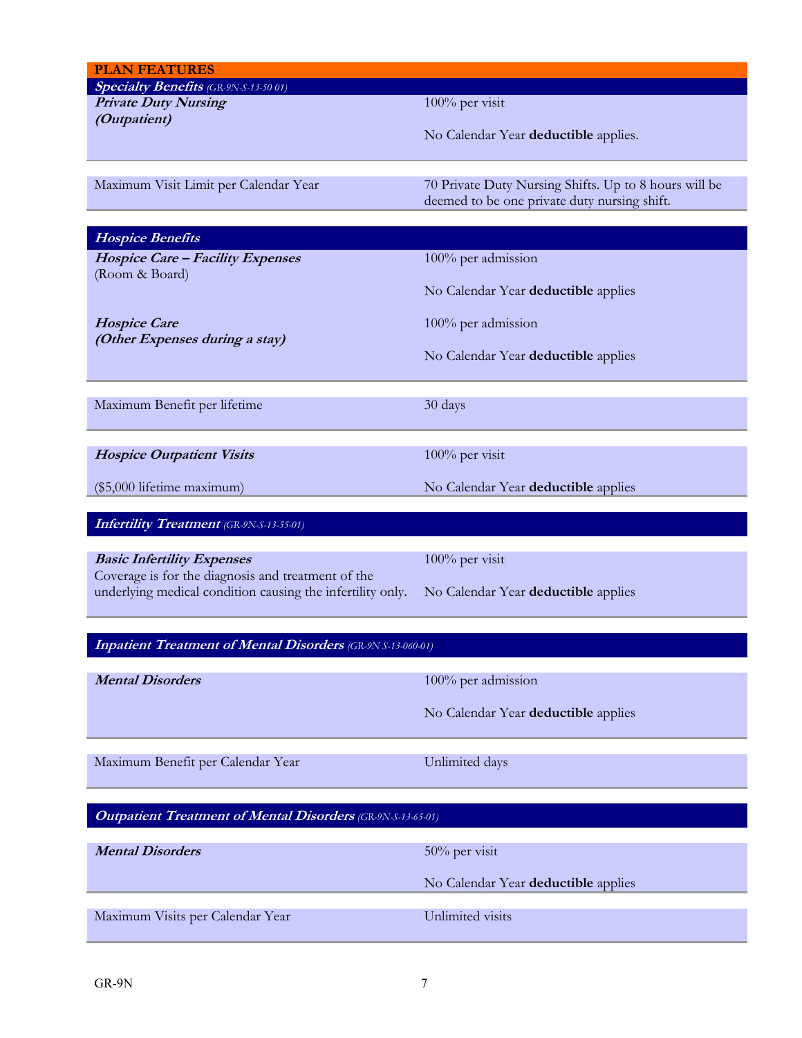**PLAN FEATURES**

***Specialty Benefits*** *(GR-9N-S-13-50 01)*

| | |
|---|---|
| ***Private Duty Nursing (Outpatient)*** | 100% per visit<br><br>No Calendar Year **deductible** applies. |
| Maximum Visit Limit per Calendar Year | 70 Private Duty Nursing Shifts. Up to 8 hours will be deemed to be one private duty nursing shift. |

***Hospice Benefits***

| | |
|---|---|
| ***Hospice Care – Facility Expenses*** (Room & Board) | 100% per admission<br><br>No Calendar Year **deductible** applies |
| ***Hospice Care (Other Expenses during a stay)*** | 100% per admission<br><br>No Calendar Year **deductible** applies |
| Maximum Benefit per lifetime | 30 days |
| ***Hospice Outpatient Visits***<br><br>($5,000 lifetime maximum) | 100% per visit<br><br>No Calendar Year **deductible** applies |

***Infertility Treatment*** *(GR-9N-S-13-55-01)*

| | |
|---|---|
| ***Basic Infertility Expenses***<br>Coverage is for the diagnosis and treatment of the underlying medical condition causing the infertility only. | 100% per visit<br><br>No Calendar Year **deductible** applies |

***Inpatient Treatment of Mental Disorders*** *(GR-9N S-13-060-01)*

| | |
|---|---|
| ***Mental Disorders*** | 100% per admission<br><br>No Calendar Year **deductible** applies |
| Maximum Benefit per Calendar Year | Unlimited days |

***Outpatient Treatment of Mental Disorders*** *(GR-9N-S-13-65-01)*

| | |
|---|---|
| ***Mental Disorders*** | 50% per visit<br><br>No Calendar Year **deductible** applies |
| Maximum Visits per Calendar Year | Unlimited visits |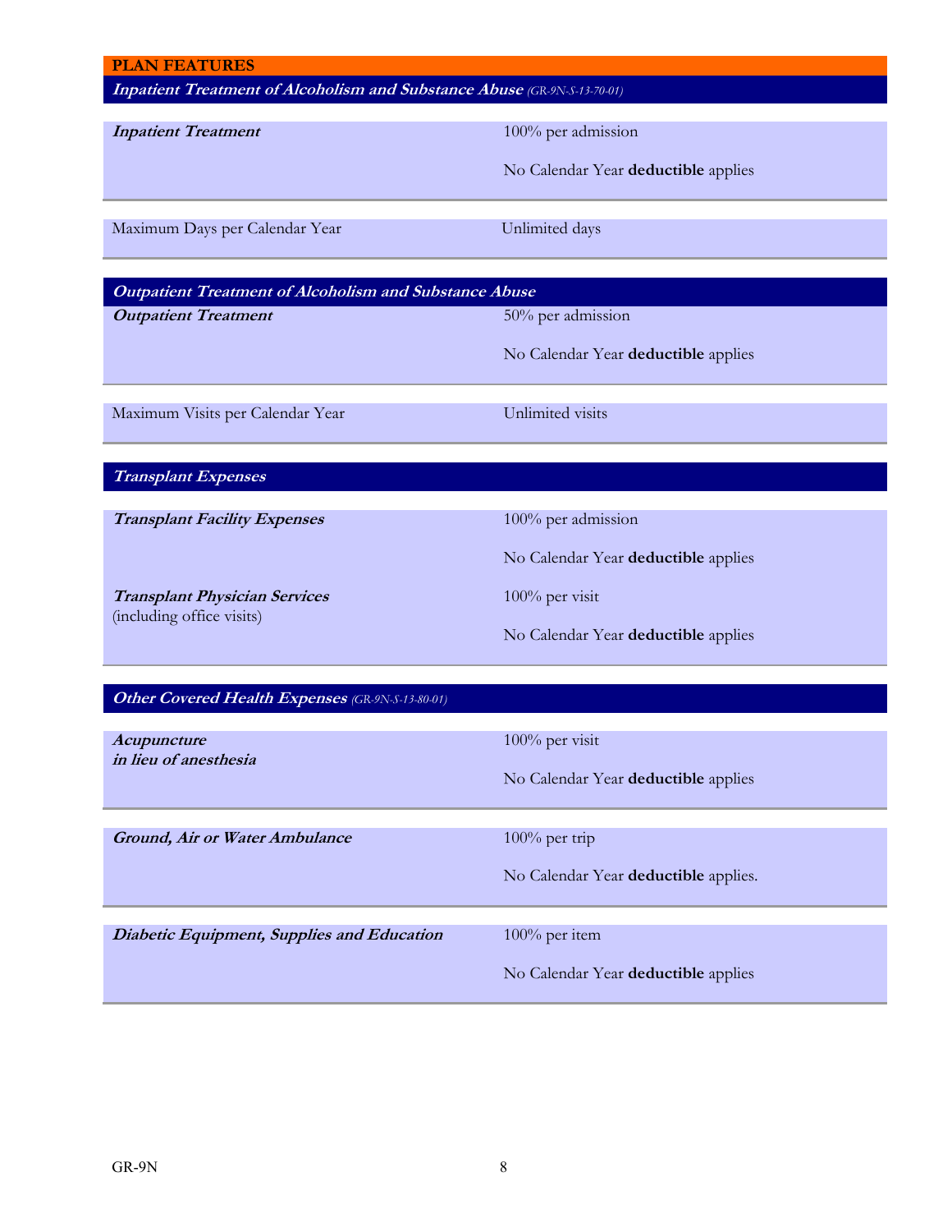## PLAN FEATURES

### *Inpatient Treatment of Alcoholism and Substance Abuse* (GR-9N-S-13-70-01)

| | |
|---|---|
| ***Inpatient Treatment*** | 100% per admission<br><br>No Calendar Year **deductible** applies |
| Maximum Days per Calendar Year | Unlimited days |

### *Outpatient Treatment of Alcoholism and Substance Abuse*

| | |
|---|---|
| ***Outpatient Treatment*** | 50% per admission<br><br>No Calendar Year **deductible** applies |
| Maximum Visits per Calendar Year | Unlimited visits |

### *Transplant Expenses*

| | |
|---|---|
| ***Transplant Facility Expenses*** | 100% per admission<br><br>No Calendar Year **deductible** applies |
| ***Transplant Physician Services*** (including office visits) | 100% per visit<br><br>No Calendar Year **deductible** applies |

### *Other Covered Health Expenses* (GR-9N-S-13-80-01)

| | |
|---|---|
| ***Acupuncture in lieu of anesthesia*** | 100% per visit<br><br>No Calendar Year **deductible** applies |
| ***Ground, Air or Water Ambulance*** | 100% per trip<br><br>No Calendar Year **deductible** applies. |
| ***Diabetic Equipment, Supplies and Education*** | 100% per item<br><br>No Calendar Year **deductible** applies |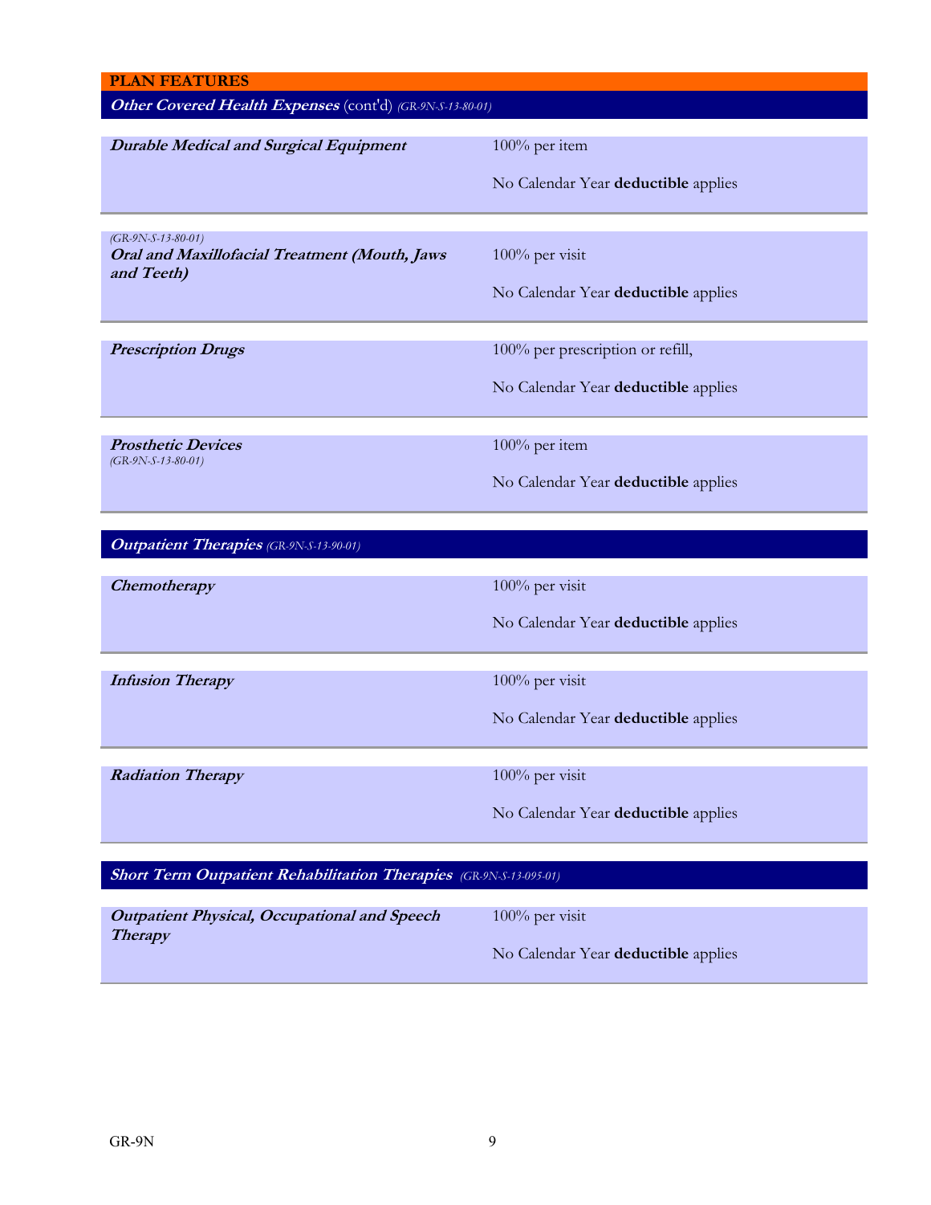## PLAN FEATURES

### *Other Covered Health Expenses* (cont'd) *(GR-9N-S-13-80-01)*

| | |
|---|---|
| ***Durable Medical and Surgical Equipment*** | 100% per item<br><br>No Calendar Year **deductible** applies |
| *(GR-9N-S-13-80-01)*<br>***Oral and Maxillofacial Treatment (Mouth, Jaws and Teeth)*** | 100% per visit<br><br>No Calendar Year **deductible** applies |
| ***Prescription Drugs*** | 100% per prescription or refill,<br><br>No Calendar Year **deductible** applies |
| ***Prosthetic Devices***<br>*(GR-9N-S-13-80-01)* | 100% per item<br><br>No Calendar Year **deductible** applies |

### *Outpatient Therapies* *(GR-9N-S-13-90-01)*

| | |
|---|---|
| ***Chemotherapy*** | 100% per visit<br><br>No Calendar Year **deductible** applies |
| ***Infusion Therapy*** | 100% per visit<br><br>No Calendar Year **deductible** applies |
| ***Radiation Therapy*** | 100% per visit<br><br>No Calendar Year **deductible** applies |

### *Short Term Outpatient Rehabilitation Therapies* *(GR-9N-S-13-095-01)*

| | |
|---|---|
| ***Outpatient Physical, Occupational and Speech Therapy*** | 100% per visit<br><br>No Calendar Year **deductible** applies |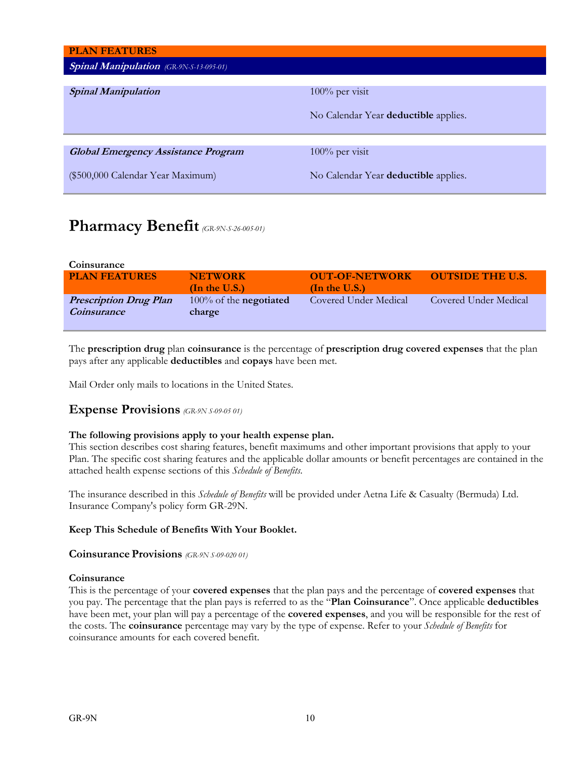| PLAN FEATURES | |
|---|---|
| ***Spinal Manipulation*** *(GR-9N-S-13-095-01)* | |
| ***Spinal Manipulation*** | 100% per visit<br><br>No Calendar Year **deductible** applies. |
| ***Global Emergency Assistance Program***<br><br>($500,000 Calendar Year Maximum) | 100% per visit<br><br>No Calendar Year **deductible** applies. |

# Pharmacy Benefit *(GR-9N-S-26-005-01)*

**Coinsurance**

| PLAN FEATURES | NETWORK (In the U.S.) | OUT-OF-NETWORK (In the U.S.) | OUTSIDE THE U.S. |
|---|---|---|---|
| ***Prescription Drug Plan Coinsurance*** | 100% of the **negotiated charge** | Covered Under Medical | Covered Under Medical |

The **prescription drug** plan **coinsurance** is the percentage of **prescription drug covered expenses** that the plan pays after any applicable **deductibles** and **copays** have been met.

Mail Order only mails to locations in the United States.

## Expense Provisions *(GR-9N S-09-05 01)*

**The following provisions apply to your health expense plan.**
This section describes cost sharing features, benefit maximums and other important provisions that apply to your Plan. The specific cost sharing features and the applicable dollar amounts or benefit percentages are contained in the attached health expense sections of this *Schedule of Benefits*.

The insurance described in this *Schedule of Benefits* will be provided under Aetna Life & Casualty (Bermuda) Ltd. Insurance Company's policy form GR-29N.

**Keep This Schedule of Benefits With Your Booklet.**

### Coinsurance Provisions *(GR-9N S-09-020 01)*

**Coinsurance**
This is the percentage of your **covered expenses** that the plan pays and the percentage of **covered expenses** that you pay. The percentage that the plan pays is referred to as the "**Plan Coinsurance**". Once applicable **deductibles** have been met, your plan will pay a percentage of the **covered expenses**, and you will be responsible for the rest of the costs. The **coinsurance** percentage may vary by the type of expense. Refer to your *Schedule of Benefits* for coinsurance amounts for each covered benefit.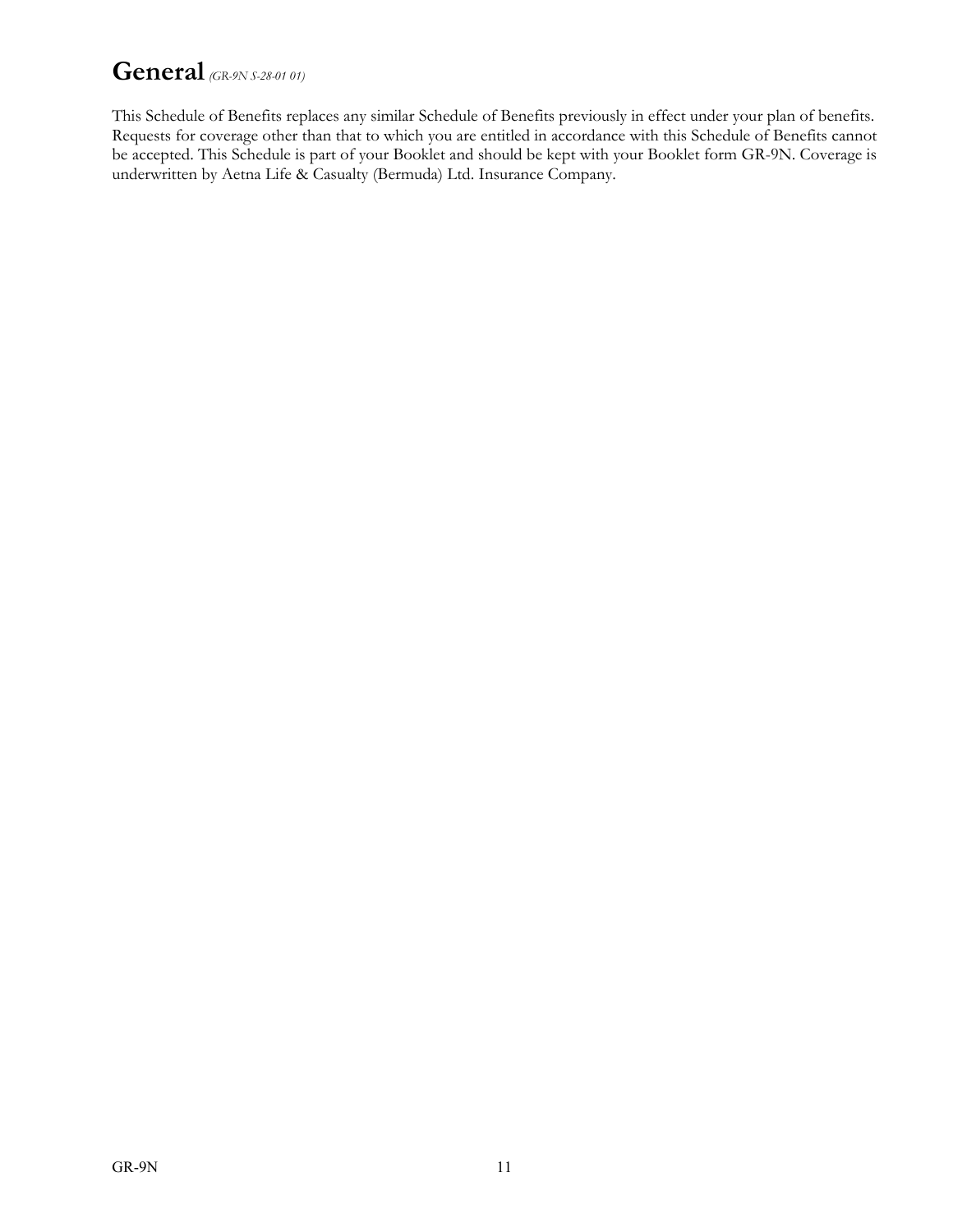# General *(GR-9N S-28-01 01)*

This Schedule of Benefits replaces any similar Schedule of Benefits previously in effect under your plan of benefits. Requests for coverage other than that to which you are entitled in accordance with this Schedule of Benefits cannot be accepted. This Schedule is part of your Booklet and should be kept with your Booklet form GR-9N. Coverage is underwritten by Aetna Life & Casualty (Bermuda) Ltd. Insurance Company.